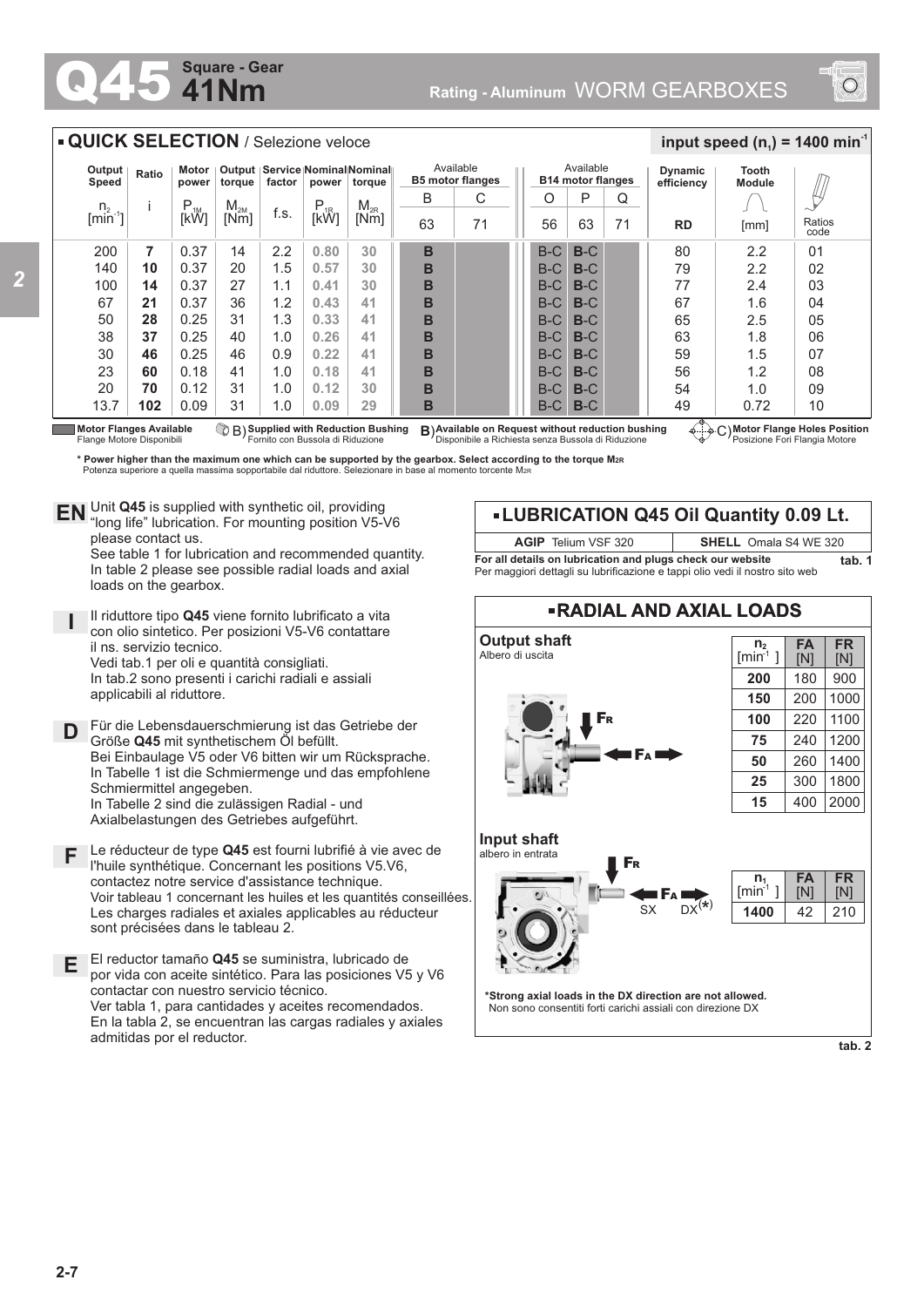# Q45 Square - Gear 41Nm

Rating - Aluminum WORM GEARBOXES

## QUICK SELECTION / Selezione veloce

input speed ($n_1$) = 1400 min$^{-1}$

| Output Speed | Ratio | Motor power | Output torque | Service factor | Nominal power | Nominal torque | Available B5 motor flanges | | Available B14 motor flanges | | | Dynamic efficiency | Tooth Module | |
|---|---|---|---|---|---|---|---|---|---|---|---|---|---|---|
| | | | | | | | B | C | O | P | Q | | | |
| $n_2$ [min$^{-1}$] | i | $P_{1M}$ [kW] | $M_{2M}$ [Nm] | f.s. | $P_{1R}$ [kW] | $M_{2R}$ [Nm] | 63 | 71 | 56 | 63 | 71 | RD | [mm] | Ratios code |
| 200 | **7** | 0.37 | 14 | 2.2 | **0.80** | **30** | **B** | | B-C | **B**-C | | 80 | 2.2 | 01 |
| 140 | **10** | 0.37 | 20 | 1.5 | **0.57** | **30** | **B** | | B-C | **B**-C | | 79 | 2.2 | 02 |
| 100 | **14** | 0.37 | 27 | 1.1 | **0.41** | **30** | **B** | | B-C | **B**-C | | 77 | 2.4 | 03 |
| 67 | **21** | 0.37 | 36 | 1.2 | **0.43** | **41** | **B** | | B-C | **B**-C | | 67 | 1.6 | 04 |
| 50 | **28** | 0.25 | 31 | 1.3 | **0.33** | **41** | **B** | | B-C | **B**-C | | 65 | 2.5 | 05 |
| 38 | **37** | 0.25 | 40 | 1.0 | **0.26** | **41** | **B** | | B-C | **B**-C | | 63 | 1.8 | 06 |
| 30 | **46** | 0.25 | 46 | 0.9 | **0.22** | **41** | **B** | | B-C | **B**-C | | 59 | 1.5 | 07 |
| 23 | **60** | 0.18 | 41 | 1.0 | **0.18** | **41** | **B** | | B-C | **B**-C | | 56 | 1.2 | 08 |
| 20 | **70** | 0.12 | 31 | 1.0 | **0.12** | **30** | **B** | | B-C | **B**-C | | 54 | 1.0 | 09 |
| 13.7 | **102** | 0.09 | 31 | 1.0 | **0.09** | **29** | **B** | | B-C | **B**-C | | 49 | 0.72 | 10 |

**Motor Flanges Available** Flange Motore Disponibili — B) **Supplied with Reduction Bushing** Fornito con Bussola di Riduzione — **B)** **Available on Request without reduction bushing** Disponibile a Richiesta senza Bussola di Riduzione — C) **Motor Flange Holes Position** Posizione Fori Flangia Motore

**\* Power higher than the maximum one which can be supported by the gearbox. Select according to the torque $M_{2R}$**
Potenza superiore a quella massima sopportabile dal riduttore. Selezionare in base al momento torcente $M_{2R}$

**EN** Unit **Q45** is supplied with synthetic oil, providing "long life" lubrication. For mounting position V5-V6 please contact us.
See table 1 for lubrication and recommended quantity.
In table 2 please see possible radial loads and axial loads on the gearbox.

**I** Il riduttore tipo **Q45** viene fornito lubrificato a vita con olio sintetico. Per posizioni V5-V6 contattare il ns. servizio tecnico.
Vedi tab.1 per oli e quantità consigliati.
In tab.2 sono presenti i carichi radiali e assiali applicabili al riduttore.

**D** Für die Lebensdauerschmierung ist das Getriebe der Größe **Q45** mit synthetischem Öl befüllt.
Bei Einbaulage V5 oder V6 bitten wir um Rücksprache.
In Tabelle 1 ist die Schmiermenge und das empfohlene Schmiermittel angegeben.
In Tabelle 2 sind die zulässigen Radial - und Axialbelastungen des Getriebes aufgeführt.

**F** Le réducteur de type **Q45** est fourni lubrifié à vie avec de l'huile synthétique. Concernant les positions V5.V6, contactez notre service d'assistance technique.
Voir tableau 1 concernant les huiles et les quantités conseillées.
Les charges radiales et axiales applicables au réducteur sont précisées dans le tableau 2.

**E** El reductor tamaño **Q45** se suministra, lubricado de por vida con aceite sintético. Para las posiciones V5 y V6 contactar con nuestro servicio técnico.
Ver tabla 1, para cantidades y aceites recomendados.
En la tabla 2, se encuentran las cargas radiales y axiales admitidas por el reductor.

## LUBRICATION Q45 Oil Quantity 0.09 Lt.

| AGIP Telium VSF 320 | SHELL Omala S4 WE 320 |
|---|---|

**For all details on lubrication and plugs check our website** — **tab. 1**
Per maggiori dettagli su lubrificazione e tappi olio vedi il nostro sito web

## RADIAL AND AXIAL LOADS

**Output shaft**
Albero di uscita

| $n_2$ [min$^{-1}$] | FA [N] | FR [N] |
|---|---|---|
| **200** | 180 | 900 |
| **150** | 200 | 1000 |
| **100** | 220 | 1100 |
| **75** | 240 | 1200 |
| **50** | 260 | 1400 |
| **25** | 300 | 1800 |
| **15** | 400 | 2000 |

**Input shaft**
albero in entrata

| $n_1$ [min$^{-1}$] | FA [N] | FR [N] |
|---|---|---|
| **1400** | 42 | 210 |

FR, FA, SX, DX(*)

**\*Strong axial loads in the DX direction are not allowed.**
Non sono consentiti forti carichi assiali con direzione DX

**tab. 2**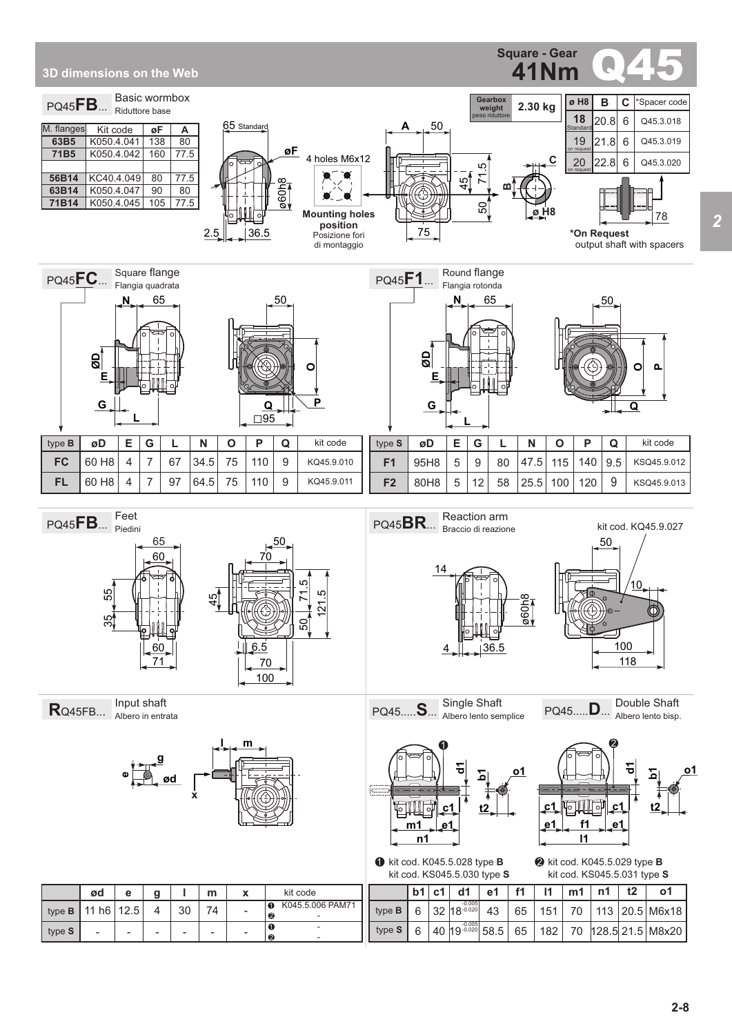# Square - Gear 41Nm Q45

3D dimensions on the Web

## PQ45**FB**... Basic wormbox
Riduttore base

| M. flanges | Kit code | øF | A |
|---|---|---|---|
| 63B5 | K050.4.041 | 138 | 80 |
| 71B5 | K050.4.042 | 160 | 77.5 |
| | | | |
| 56B14 | KC40.4.049 | 80 | 77.5 |
| 63B14 | K050.4.047 | 90 | 80 |
| 71B14 | K050.4.045 | 105 | 77.5 |

65 Standard

øF

ø60h8

2.5

36.5

4 holes M6x12

Mounting holes position
Posizione fori di montaggio

A 50

45 71.5

50

75

B

C

ø H8

Gearbox weight / peso riduttore: 2.30 kg

| ø H8 | B | C | *Spacer code |
|---|---|---|---|
| 18 Standard | 20.8 | 6 | Q45.3.018 |
| 19 on request | 21.8 | 6 | Q45.3.019 |
| 20 on request | 22.8 | 6 | Q45.3.020 |

78

*On Request
output shaft with spacers

## PQ45**FC**... Square flange
Flangia quadrata

N 65 50

ØD E G L O P Q □95

| type B | øD | E | G | L | N | O | P | Q | kit code |
|---|---|---|---|---|---|---|---|---|---|
| FC | 60 H8 | 4 | 7 | 67 | 34.5 | 75 | 110 | 9 | KQ45.9.010 |
| FL | 60 H8 | 4 | 7 | 97 | 64.5 | 75 | 110 | 9 | KQ45.9.011 |

## PQ45**F1**... Round flange
Flangia rotonda

N 65 50

ØD E G L O P Q

| type S | øD | E | G | L | N | O | P | Q | kit code |
|---|---|---|---|---|---|---|---|---|---|
| F1 | 95H8 | 5 | 9 | 80 | 47.5 | 115 | 140 | 9.5 | KSQ45.9.012 |
| F2 | 80H8 | 5 | 12 | 58 | 25.5 | 100 | 120 | 9 | KSQ45.9.013 |

## PQ45**FB**... Feet
Piedini

65 60 55 35 60 71

50 70 45 71.5 121.5 50 6.5 70 100

## PQ45**BR**... Reaction arm
Braccio di reazione

kit cod. KQ45.9.027

14 ø60h8 4 36.5

50 10 100 118

## **R**Q45FB... Input shaft
Albero in entrata

e g ød l m x

| | ød | e | g | l | m | x | kit code |
|---|---|---|---|---|---|---|---|
| type B | 11 h6 | 12.5 | 4 | 30 | 74 | - | ❶ K045.5.006 PAM71 ❷ - |
| type S | - | - | - | - | - | - | ❶ - ❷ - |

## PQ45.....**S**... Single Shaft
Albero lento semplice

## PQ45.....**D**... Double Shaft
Albero lento bisp.

❶ kit cod. K045.5.028 type **B**
kit cod. KS045.5.030 type **S**

❷ kit cod. K045.5.029 type **B**
kit cod. KS045.5.031 type **S**

| | b1 | c1 | d1 | e1 | f1 | l1 | m1 | n1 | t2 | o1 |
|---|---|---|---|---|---|---|---|---|---|---|
| type B | 6 | 32 | $18^{-0.005}_{-0.020}$ | 43 | 65 | 151 | 70 | 113 | 20.5 | M6x18 |
| type S | 6 | 40 | $19^{-0.005}_{-0.020}$ | 58.5 | 65 | 182 | 70 | 128.5 | 21.5 | M8x20 |